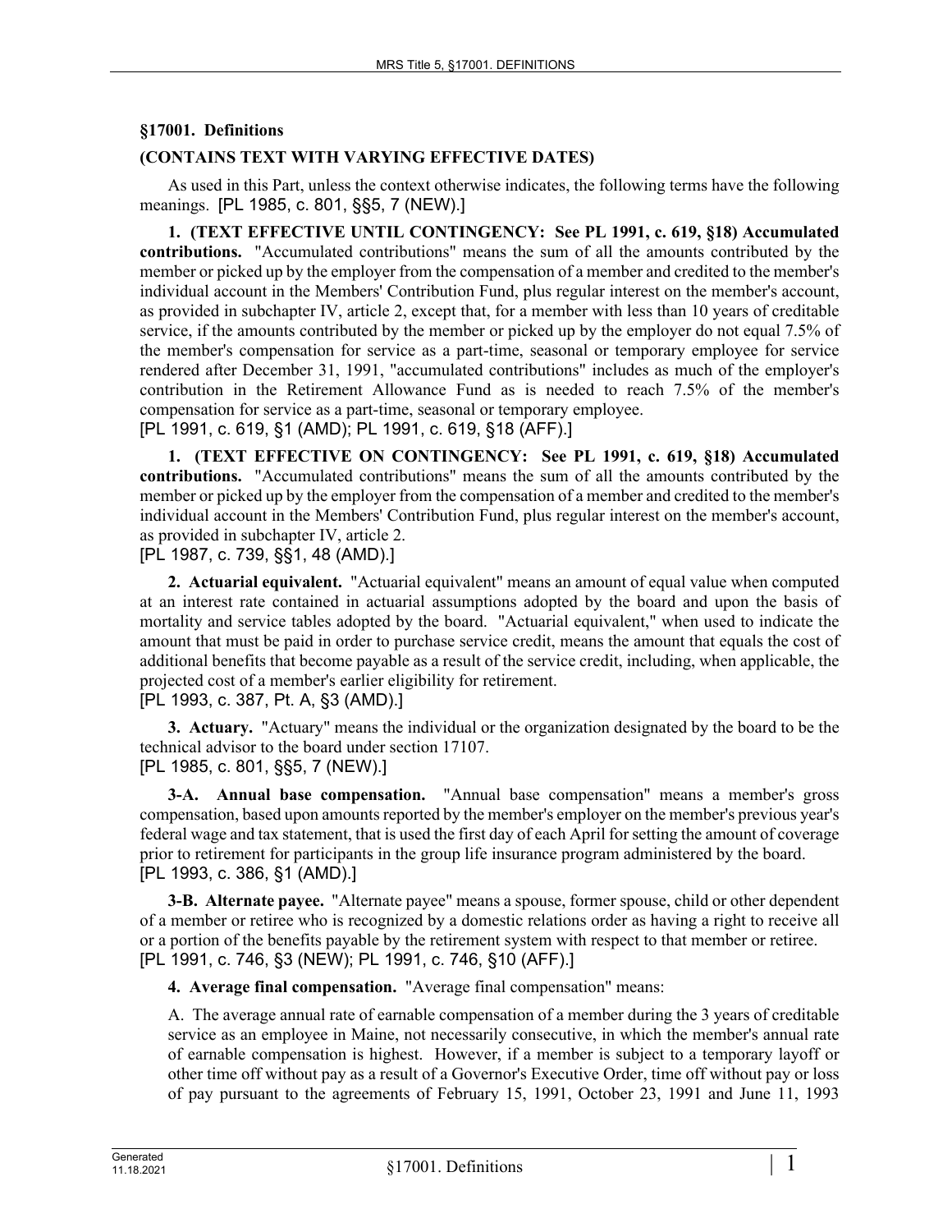## §17001. Definitions

**(CONTAINS TEXT WITH VARYING EFFECTIVE DATES)**

As used in this Part, unless the context otherwise indicates, the following terms have the following meanings. [PL 1985, c. 801, §§5, 7 (NEW).]

**1. (TEXT EFFECTIVE UNTIL CONTINGENCY: See PL 1991, c. 619, §18) Accumulated contributions.** "Accumulated contributions" means the sum of all the amounts contributed by the member or picked up by the employer from the compensation of a member and credited to the member's individual account in the Members' Contribution Fund, plus regular interest on the member's account, as provided in subchapter IV, article 2, except that, for a member with less than 10 years of creditable service, if the amounts contributed by the member or picked up by the employer do not equal 7.5% of the member's compensation for service as a part-time, seasonal or temporary employee for service rendered after December 31, 1991, "accumulated contributions" includes as much of the employer's contribution in the Retirement Allowance Fund as is needed to reach 7.5% of the member's compensation for service as a part-time, seasonal or temporary employee.
[PL 1991, c. 619, §1 (AMD); PL 1991, c. 619, §18 (AFF).]

**1. (TEXT EFFECTIVE ON CONTINGENCY: See PL 1991, c. 619, §18) Accumulated contributions.** "Accumulated contributions" means the sum of all the amounts contributed by the member or picked up by the employer from the compensation of a member and credited to the member's individual account in the Members' Contribution Fund, plus regular interest on the member's account, as provided in subchapter IV, article 2.
[PL 1987, c. 739, §§1, 48 (AMD).]

**2. Actuarial equivalent.** "Actuarial equivalent" means an amount of equal value when computed at an interest rate contained in actuarial assumptions adopted by the board and upon the basis of mortality and service tables adopted by the board. "Actuarial equivalent," when used to indicate the amount that must be paid in order to purchase service credit, means the amount that equals the cost of additional benefits that become payable as a result of the service credit, including, when applicable, the projected cost of a member's earlier eligibility for retirement.
[PL 1993, c. 387, Pt. A, §3 (AMD).]

**3. Actuary.** "Actuary" means the individual or the organization designated by the board to be the technical advisor to the board under section 17107.
[PL 1985, c. 801, §§5, 7 (NEW).]

**3-A. Annual base compensation.** "Annual base compensation" means a member's gross compensation, based upon amounts reported by the member's employer on the member's previous year's federal wage and tax statement, that is used the first day of each April for setting the amount of coverage prior to retirement for participants in the group life insurance program administered by the board.
[PL 1993, c. 386, §1 (AMD).]

**3-B. Alternate payee.** "Alternate payee" means a spouse, former spouse, child or other dependent of a member or retiree who is recognized by a domestic relations order as having a right to receive all or a portion of the benefits payable by the retirement system with respect to that member or retiree.
[PL 1991, c. 746, §3 (NEW); PL 1991, c. 746, §10 (AFF).]

**4. Average final compensation.** "Average final compensation" means:

A. The average annual rate of earnable compensation of a member during the 3 years of creditable service as an employee in Maine, not necessarily consecutive, in which the member's annual rate of earnable compensation is highest. However, if a member is subject to a temporary layoff or other time off without pay as a result of a Governor's Executive Order, time off without pay or loss of pay pursuant to the agreements of February 15, 1991, October 23, 1991 and June 11, 1993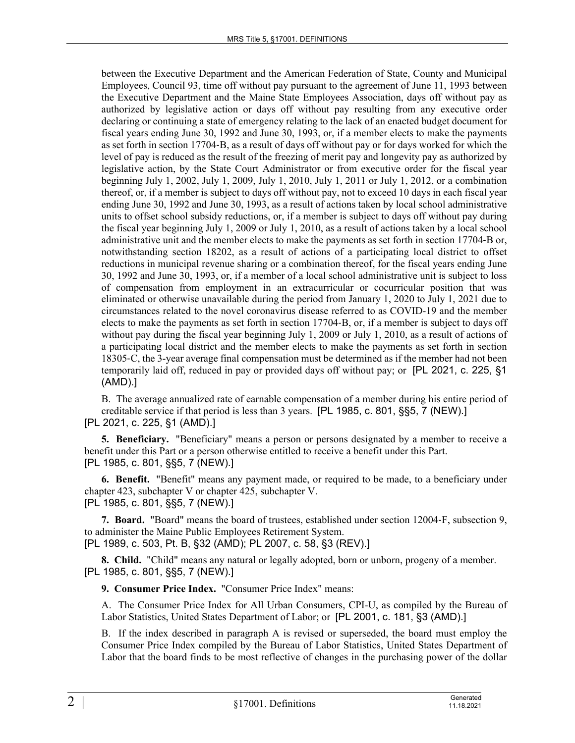between the Executive Department and the American Federation of State, County and Municipal Employees, Council 93, time off without pay pursuant to the agreement of June 11, 1993 between the Executive Department and the Maine State Employees Association, days off without pay as authorized by legislative action or days off without pay resulting from any executive order declaring or continuing a state of emergency relating to the lack of an enacted budget document for fiscal years ending June 30, 1992 and June 30, 1993, or, if a member elects to make the payments as set forth in section 17704-B, as a result of days off without pay or for days worked for which the level of pay is reduced as the result of the freezing of merit pay and longevity pay as authorized by legislative action, by the State Court Administrator or from executive order for the fiscal year beginning July 1, 2002, July 1, 2009, July 1, 2010, July 1, 2011 or July 1, 2012, or a combination thereof, or, if a member is subject to days off without pay, not to exceed 10 days in each fiscal year ending June 30, 1992 and June 30, 1993, as a result of actions taken by local school administrative units to offset school subsidy reductions, or, if a member is subject to days off without pay during the fiscal year beginning July 1, 2009 or July 1, 2010, as a result of actions taken by a local school administrative unit and the member elects to make the payments as set forth in section 17704-B or, notwithstanding section 18202, as a result of actions of a participating local district to offset reductions in municipal revenue sharing or a combination thereof, for the fiscal years ending June 30, 1992 and June 30, 1993, or, if a member of a local school administrative unit is subject to loss of compensation from employment in an extracurricular or cocurricular position that was eliminated or otherwise unavailable during the period from January 1, 2020 to July 1, 2021 due to circumstances related to the novel coronavirus disease referred to as COVID-19 and the member elects to make the payments as set forth in section 17704-B, or, if a member is subject to days off without pay during the fiscal year beginning July 1, 2009 or July 1, 2010, as a result of actions of a participating local district and the member elects to make the payments as set forth in section 18305-C, the 3-year average final compensation must be determined as if the member had not been temporarily laid off, reduced in pay or provided days off without pay; or [PL 2021, c. 225, §1 (AMD).]

B. The average annualized rate of earnable compensation of a member during his entire period of creditable service if that period is less than 3 years. [PL 1985, c. 801, §§5, 7 (NEW).]

[PL 2021, c. 225, §1 (AMD).]

**5. Beneficiary.** "Beneficiary" means a person or persons designated by a member to receive a benefit under this Part or a person otherwise entitled to receive a benefit under this Part.

[PL 1985, c. 801, §§5, 7 (NEW).]

**6. Benefit.** "Benefit" means any payment made, or required to be made, to a beneficiary under chapter 423, subchapter V or chapter 425, subchapter V.

[PL 1985, c. 801, §§5, 7 (NEW).]

**7. Board.** "Board" means the board of trustees, established under section 12004-F, subsection 9, to administer the Maine Public Employees Retirement System.

[PL 1989, c. 503, Pt. B, §32 (AMD); PL 2007, c. 58, §3 (REV).]

**8. Child.** "Child" means any natural or legally adopted, born or unborn, progeny of a member.

[PL 1985, c. 801, §§5, 7 (NEW).]

**9. Consumer Price Index.** "Consumer Price Index" means:

A. The Consumer Price Index for All Urban Consumers, CPI-U, as compiled by the Bureau of Labor Statistics, United States Department of Labor; or [PL 2001, c. 181, §3 (AMD).]

B. If the index described in paragraph A is revised or superseded, the board must employ the Consumer Price Index compiled by the Bureau of Labor Statistics, United States Department of Labor that the board finds to be most reflective of changes in the purchasing power of the dollar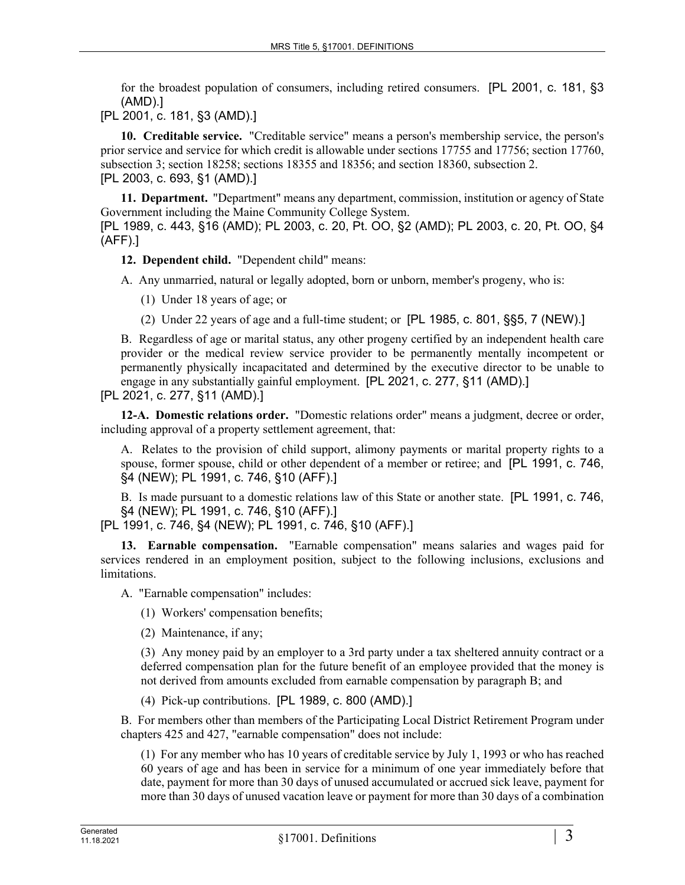for the broadest population of consumers, including retired consumers. [PL 2001, c. 181, §3 (AMD).]

[PL 2001, c. 181, §3 (AMD).]

**10. Creditable service.** "Creditable service" means a person's membership service, the person's prior service and service for which credit is allowable under sections 17755 and 17756; section 17760, subsection 3; section 18258; sections 18355 and 18356; and section 18360, subsection 2.

[PL 2003, c. 693, §1 (AMD).]

**11. Department.** "Department" means any department, commission, institution or agency of State Government including the Maine Community College System.

[PL 1989, c. 443, §16 (AMD); PL 2003, c. 20, Pt. OO, §2 (AMD); PL 2003, c. 20, Pt. OO, §4 (AFF).]

**12. Dependent child.** "Dependent child" means:

A. Any unmarried, natural or legally adopted, born or unborn, member's progeny, who is:

(1) Under 18 years of age; or

(2) Under 22 years of age and a full-time student; or [PL 1985, c. 801, §§5, 7 (NEW).]

B. Regardless of age or marital status, any other progeny certified by an independent health care provider or the medical review service provider to be permanently mentally incompetent or permanently physically incapacitated and determined by the executive director to be unable to engage in any substantially gainful employment. [PL 2021, c. 277, §11 (AMD).]

[PL 2021, c. 277, §11 (AMD).]

**12-A. Domestic relations order.** "Domestic relations order" means a judgment, decree or order, including approval of a property settlement agreement, that:

A. Relates to the provision of child support, alimony payments or marital property rights to a spouse, former spouse, child or other dependent of a member or retiree; and [PL 1991, c. 746, §4 (NEW); PL 1991, c. 746, §10 (AFF).]

B. Is made pursuant to a domestic relations law of this State or another state. [PL 1991, c. 746, §4 (NEW); PL 1991, c. 746, §10 (AFF).]

[PL 1991, c. 746, §4 (NEW); PL 1991, c. 746, §10 (AFF).]

**13. Earnable compensation.** "Earnable compensation" means salaries and wages paid for services rendered in an employment position, subject to the following inclusions, exclusions and limitations.

A. "Earnable compensation" includes:

(1) Workers' compensation benefits;

(2) Maintenance, if any;

(3) Any money paid by an employer to a 3rd party under a tax sheltered annuity contract or a deferred compensation plan for the future benefit of an employee provided that the money is not derived from amounts excluded from earnable compensation by paragraph B; and

(4) Pick-up contributions. [PL 1989, c. 800 (AMD).]

B. For members other than members of the Participating Local District Retirement Program under chapters 425 and 427, "earnable compensation" does not include:

(1) For any member who has 10 years of creditable service by July 1, 1993 or who has reached 60 years of age and has been in service for a minimum of one year immediately before that date, payment for more than 30 days of unused accumulated or accrued sick leave, payment for more than 30 days of unused vacation leave or payment for more than 30 days of a combination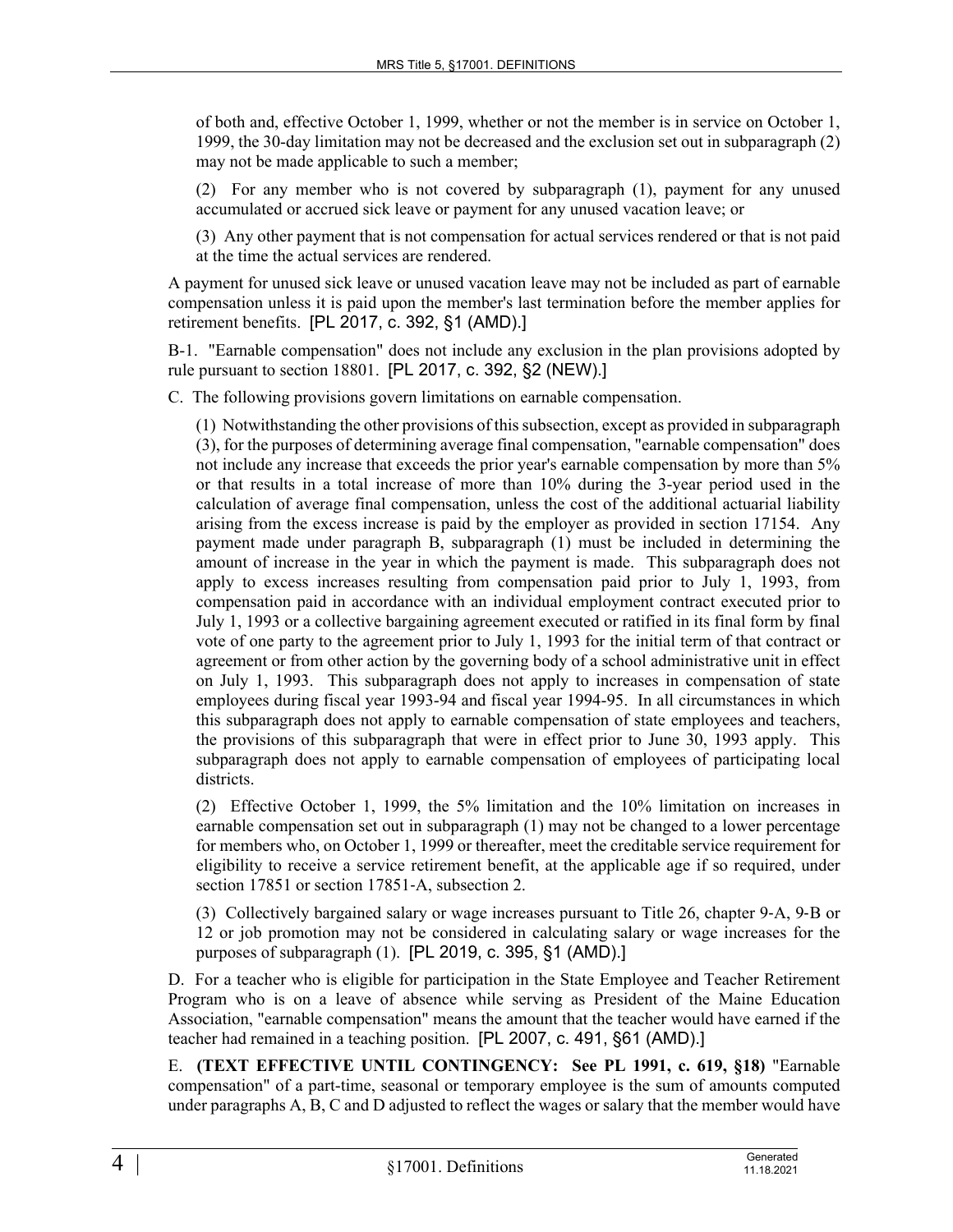of both and, effective October 1, 1999, whether or not the member is in service on October 1, 1999, the 30-day limitation may not be decreased and the exclusion set out in subparagraph (2) may not be made applicable to such a member;

(2) For any member who is not covered by subparagraph (1), payment for any unused accumulated or accrued sick leave or payment for any unused vacation leave; or

(3) Any other payment that is not compensation for actual services rendered or that is not paid at the time the actual services are rendered.

A payment for unused sick leave or unused vacation leave may not be included as part of earnable compensation unless it is paid upon the member's last termination before the member applies for retirement benefits. [PL 2017, c. 392, §1 (AMD).]

B-1. "Earnable compensation" does not include any exclusion in the plan provisions adopted by rule pursuant to section 18801. [PL 2017, c. 392, §2 (NEW).]

C. The following provisions govern limitations on earnable compensation.

(1) Notwithstanding the other provisions of this subsection, except as provided in subparagraph (3), for the purposes of determining average final compensation, "earnable compensation" does not include any increase that exceeds the prior year's earnable compensation by more than 5% or that results in a total increase of more than 10% during the 3-year period used in the calculation of average final compensation, unless the cost of the additional actuarial liability arising from the excess increase is paid by the employer as provided in section 17154. Any payment made under paragraph B, subparagraph (1) must be included in determining the amount of increase in the year in which the payment is made. This subparagraph does not apply to excess increases resulting from compensation paid prior to July 1, 1993, from compensation paid in accordance with an individual employment contract executed prior to July 1, 1993 or a collective bargaining agreement executed or ratified in its final form by final vote of one party to the agreement prior to July 1, 1993 for the initial term of that contract or agreement or from other action by the governing body of a school administrative unit in effect on July 1, 1993. This subparagraph does not apply to increases in compensation of state employees during fiscal year 1993-94 and fiscal year 1994-95. In all circumstances in which this subparagraph does not apply to earnable compensation of state employees and teachers, the provisions of this subparagraph that were in effect prior to June 30, 1993 apply. This subparagraph does not apply to earnable compensation of employees of participating local districts.

(2) Effective October 1, 1999, the 5% limitation and the 10% limitation on increases in earnable compensation set out in subparagraph (1) may not be changed to a lower percentage for members who, on October 1, 1999 or thereafter, meet the creditable service requirement for eligibility to receive a service retirement benefit, at the applicable age if so required, under section 17851 or section 17851-A, subsection 2.

(3) Collectively bargained salary or wage increases pursuant to Title 26, chapter 9-A, 9-B or 12 or job promotion may not be considered in calculating salary or wage increases for the purposes of subparagraph (1). [PL 2019, c. 395, §1 (AMD).]

D. For a teacher who is eligible for participation in the State Employee and Teacher Retirement Program who is on a leave of absence while serving as President of the Maine Education Association, "earnable compensation" means the amount that the teacher would have earned if the teacher had remained in a teaching position. [PL 2007, c. 491, §61 (AMD).]

E. **(TEXT EFFECTIVE UNTIL CONTINGENCY: See PL 1991, c. 619, §18)** "Earnable compensation" of a part-time, seasonal or temporary employee is the sum of amounts computed under paragraphs A, B, C and D adjusted to reflect the wages or salary that the member would have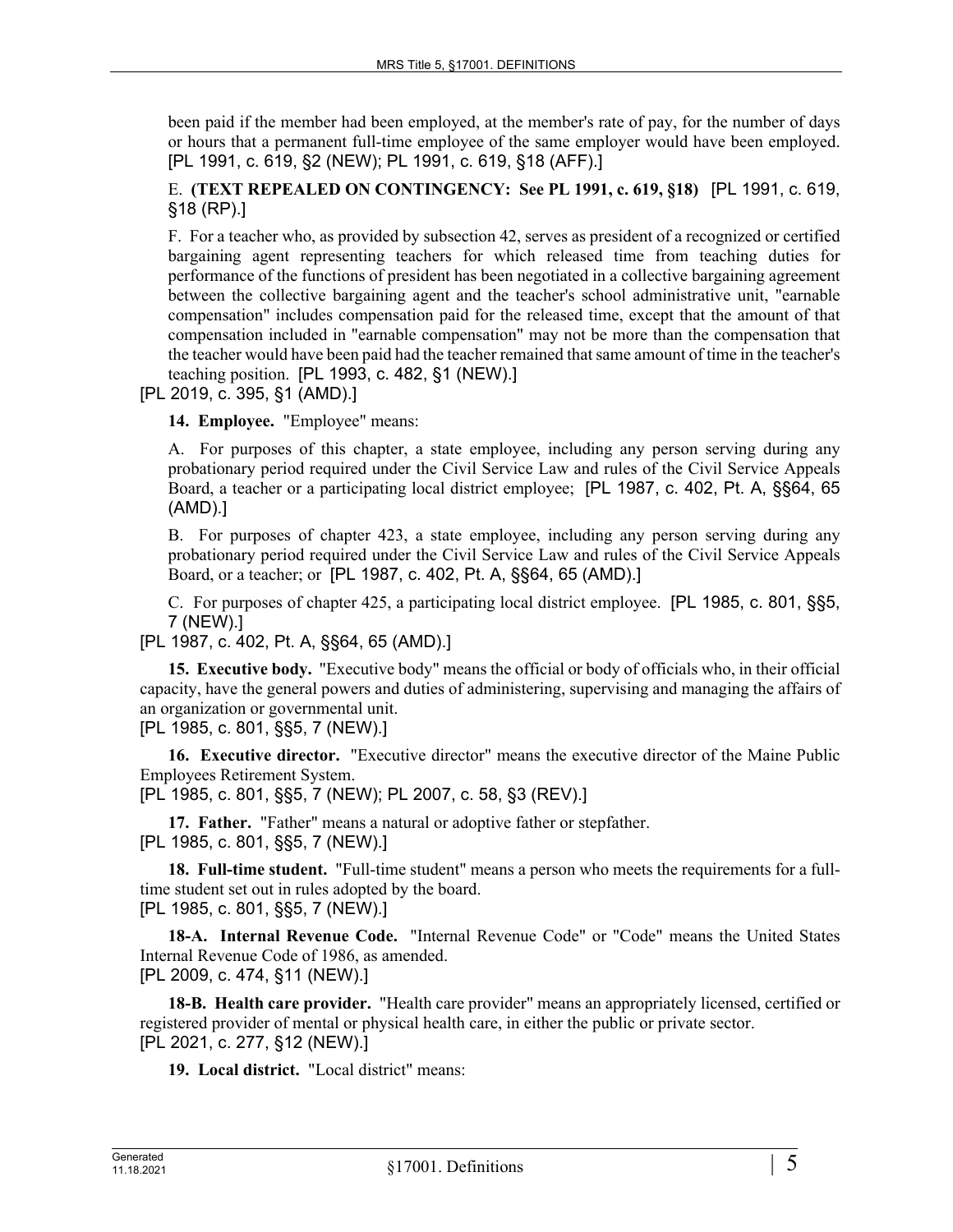been paid if the member had been employed, at the member's rate of pay, for the number of days or hours that a permanent full-time employee of the same employer would have been employed. [PL 1991, c. 619, §2 (NEW); PL 1991, c. 619, §18 (AFF).]

E. **(TEXT REPEALED ON CONTINGENCY: See PL 1991, c. 619, §18)** [PL 1991, c. 619, §18 (RP).]

F. For a teacher who, as provided by subsection 42, serves as president of a recognized or certified bargaining agent representing teachers for which released time from teaching duties for performance of the functions of president has been negotiated in a collective bargaining agreement between the collective bargaining agent and the teacher's school administrative unit, "earnable compensation" includes compensation paid for the released time, except that the amount of that compensation included in "earnable compensation" may not be more than the compensation that the teacher would have been paid had the teacher remained that same amount of time in the teacher's teaching position. [PL 1993, c. 482, §1 (NEW).]

[PL 2019, c. 395, §1 (AMD).]

**14. Employee.** "Employee" means:

A. For purposes of this chapter, a state employee, including any person serving during any probationary period required under the Civil Service Law and rules of the Civil Service Appeals Board, a teacher or a participating local district employee; [PL 1987, c. 402, Pt. A, §§64, 65 (AMD).]

B. For purposes of chapter 423, a state employee, including any person serving during any probationary period required under the Civil Service Law and rules of the Civil Service Appeals Board, or a teacher; or [PL 1987, c. 402, Pt. A, §§64, 65 (AMD).]

C. For purposes of chapter 425, a participating local district employee. [PL 1985, c. 801, §§5, 7 (NEW).]

[PL 1987, c. 402, Pt. A, §§64, 65 (AMD).]

**15. Executive body.** "Executive body" means the official or body of officials who, in their official capacity, have the general powers and duties of administering, supervising and managing the affairs of an organization or governmental unit.

[PL 1985, c. 801, §§5, 7 (NEW).]

**16. Executive director.** "Executive director" means the executive director of the Maine Public Employees Retirement System.

[PL 1985, c. 801, §§5, 7 (NEW); PL 2007, c. 58, §3 (REV).]

**17. Father.** "Father" means a natural or adoptive father or stepfather.

[PL 1985, c. 801, §§5, 7 (NEW).]

**18. Full-time student.** "Full-time student" means a person who meets the requirements for a full-time student set out in rules adopted by the board.

[PL 1985, c. 801, §§5, 7 (NEW).]

**18-A. Internal Revenue Code.** "Internal Revenue Code" or "Code" means the United States Internal Revenue Code of 1986, as amended.

[PL 2009, c. 474, §11 (NEW).]

**18-B. Health care provider.** "Health care provider" means an appropriately licensed, certified or registered provider of mental or physical health care, in either the public or private sector.

[PL 2021, c. 277, §12 (NEW).]

**19. Local district.** "Local district" means: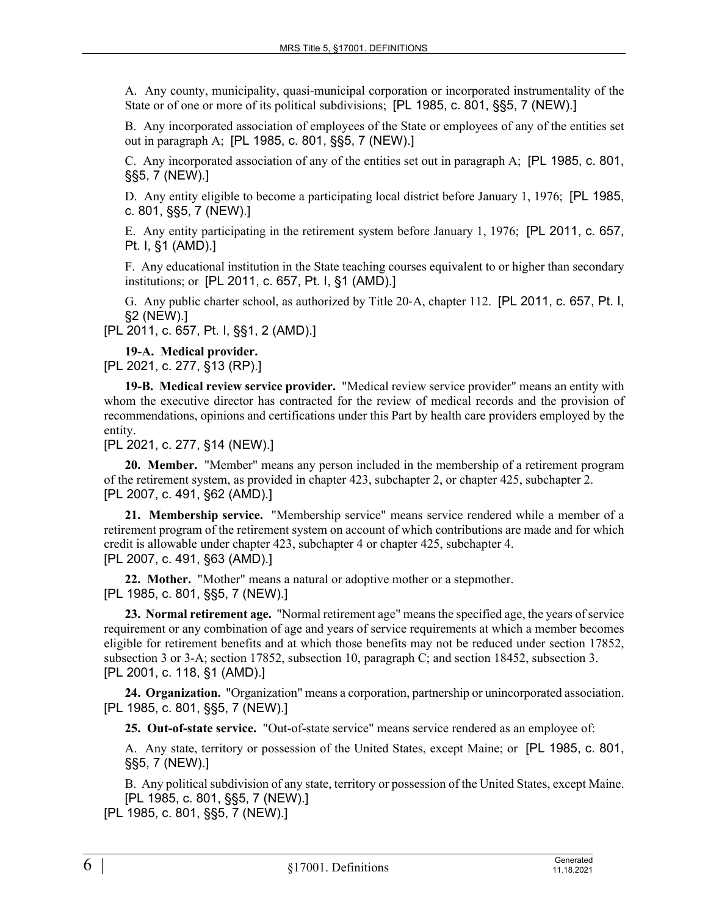A. Any county, municipality, quasi-municipal corporation or incorporated instrumentality of the State or of one or more of its political subdivisions; [PL 1985, c. 801, §§5, 7 (NEW).]

B. Any incorporated association of employees of the State or employees of any of the entities set out in paragraph A; [PL 1985, c. 801, §§5, 7 (NEW).]

C. Any incorporated association of any of the entities set out in paragraph A; [PL 1985, c. 801, §§5, 7 (NEW).]

D. Any entity eligible to become a participating local district before January 1, 1976; [PL 1985, c. 801, §§5, 7 (NEW).]

E. Any entity participating in the retirement system before January 1, 1976; [PL 2011, c. 657, Pt. I, §1 (AMD).]

F. Any educational institution in the State teaching courses equivalent to or higher than secondary institutions; or [PL 2011, c. 657, Pt. I, §1 (AMD).]

G. Any public charter school, as authorized by Title 20-A, chapter 112. [PL 2011, c. 657, Pt. I, §2 (NEW).]

[PL 2011, c. 657, Pt. I, §§1, 2 (AMD).]

**19-A. Medical provider.**
[PL 2021, c. 277, §13 (RP).]

**19-B. Medical review service provider.** "Medical review service provider" means an entity with whom the executive director has contracted for the review of medical records and the provision of recommendations, opinions and certifications under this Part by health care providers employed by the entity.
[PL 2021, c. 277, §14 (NEW).]

**20. Member.** "Member" means any person included in the membership of a retirement program of the retirement system, as provided in chapter 423, subchapter 2, or chapter 425, subchapter 2.
[PL 2007, c. 491, §62 (AMD).]

**21. Membership service.** "Membership service" means service rendered while a member of a retirement program of the retirement system on account of which contributions are made and for which credit is allowable under chapter 423, subchapter 4 or chapter 425, subchapter 4.
[PL 2007, c. 491, §63 (AMD).]

**22. Mother.** "Mother" means a natural or adoptive mother or a stepmother.
[PL 1985, c. 801, §§5, 7 (NEW).]

**23. Normal retirement age.** "Normal retirement age" means the specified age, the years of service requirement or any combination of age and years of service requirements at which a member becomes eligible for retirement benefits and at which those benefits may not be reduced under section 17852, subsection 3 or 3-A; section 17852, subsection 10, paragraph C; and section 18452, subsection 3.
[PL 2001, c. 118, §1 (AMD).]

**24. Organization.** "Organization" means a corporation, partnership or unincorporated association.
[PL 1985, c. 801, §§5, 7 (NEW).]

**25. Out-of-state service.** "Out-of-state service" means service rendered as an employee of:

A. Any state, territory or possession of the United States, except Maine; or [PL 1985, c. 801, §§5, 7 (NEW).]

B. Any political subdivision of any state, territory or possession of the United States, except Maine. [PL 1985, c. 801, §§5, 7 (NEW).]

[PL 1985, c. 801, §§5, 7 (NEW).]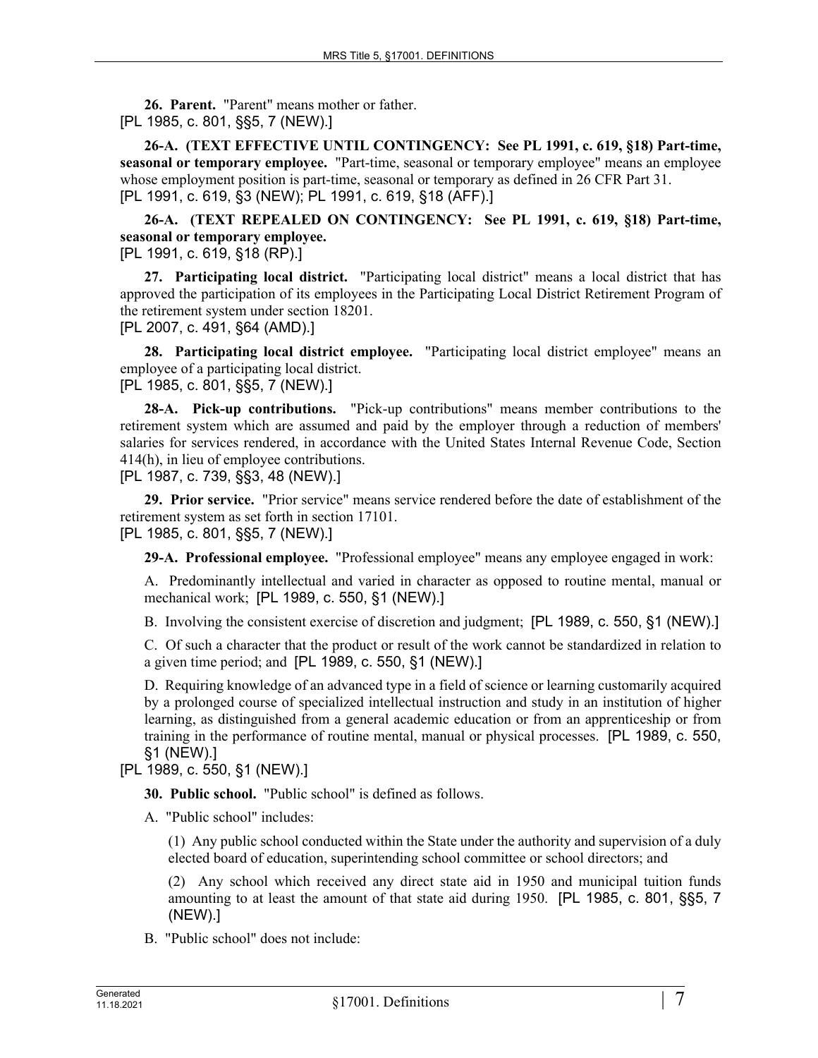**26. Parent.** "Parent" means mother or father.
[PL 1985, c. 801, §§5, 7 (NEW).]

**26-A. (TEXT EFFECTIVE UNTIL CONTINGENCY: See PL 1991, c. 619, §18) Part-time, seasonal or temporary employee.** "Part-time, seasonal or temporary employee" means an employee whose employment position is part-time, seasonal or temporary as defined in 26 CFR Part 31.
[PL 1991, c. 619, §3 (NEW); PL 1991, c. 619, §18 (AFF).]

**26-A. (TEXT REPEALED ON CONTINGENCY: See PL 1991, c. 619, §18) Part-time, seasonal or temporary employee.**
[PL 1991, c. 619, §18 (RP).]

**27. Participating local district.** "Participating local district" means a local district that has approved the participation of its employees in the Participating Local District Retirement Program of the retirement system under section 18201.
[PL 2007, c. 491, §64 (AMD).]

**28. Participating local district employee.** "Participating local district employee" means an employee of a participating local district.
[PL 1985, c. 801, §§5, 7 (NEW).]

**28-A. Pick-up contributions.** "Pick-up contributions" means member contributions to the retirement system which are assumed and paid by the employer through a reduction of members' salaries for services rendered, in accordance with the United States Internal Revenue Code, Section 414(h), in lieu of employee contributions.
[PL 1987, c. 739, §§3, 48 (NEW).]

**29. Prior service.** "Prior service" means service rendered before the date of establishment of the retirement system as set forth in section 17101.
[PL 1985, c. 801, §§5, 7 (NEW).]

**29-A. Professional employee.** "Professional employee" means any employee engaged in work:

A. Predominantly intellectual and varied in character as opposed to routine mental, manual or mechanical work; [PL 1989, c. 550, §1 (NEW).]

B. Involving the consistent exercise of discretion and judgment; [PL 1989, c. 550, §1 (NEW).]

C. Of such a character that the product or result of the work cannot be standardized in relation to a given time period; and [PL 1989, c. 550, §1 (NEW).]

D. Requiring knowledge of an advanced type in a field of science or learning customarily acquired by a prolonged course of specialized intellectual instruction and study in an institution of higher learning, as distinguished from a general academic education or from an apprenticeship or from training in the performance of routine mental, manual or physical processes. [PL 1989, c. 550, §1 (NEW).]

[PL 1989, c. 550, §1 (NEW).]

**30. Public school.** "Public school" is defined as follows.

A. "Public school" includes:

(1) Any public school conducted within the State under the authority and supervision of a duly elected board of education, superintending school committee or school directors; and

(2) Any school which received any direct state aid in 1950 and municipal tuition funds amounting to at least the amount of that state aid during 1950. [PL 1985, c. 801, §§5, 7 (NEW).]

B. "Public school" does not include: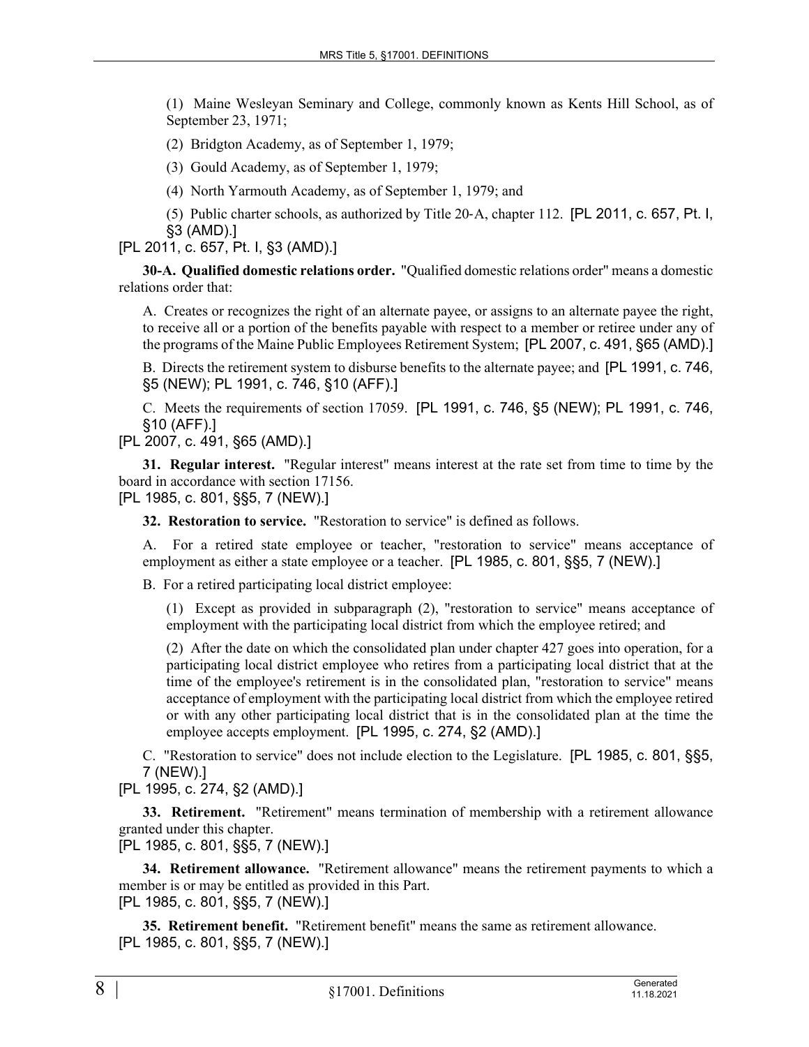(1) Maine Wesleyan Seminary and College, commonly known as Kents Hill School, as of September 23, 1971;

(2) Bridgton Academy, as of September 1, 1979;

(3) Gould Academy, as of September 1, 1979;

(4) North Yarmouth Academy, as of September 1, 1979; and

(5) Public charter schools, as authorized by Title 20-A, chapter 112. [PL 2011, c. 657, Pt. I, §3 (AMD).]

[PL 2011, c. 657, Pt. I, §3 (AMD).]

**30-A. Qualified domestic relations order.** "Qualified domestic relations order" means a domestic relations order that:

A. Creates or recognizes the right of an alternate payee, or assigns to an alternate payee the right, to receive all or a portion of the benefits payable with respect to a member or retiree under any of the programs of the Maine Public Employees Retirement System; [PL 2007, c. 491, §65 (AMD).]

B. Directs the retirement system to disburse benefits to the alternate payee; and [PL 1991, c. 746, §5 (NEW); PL 1991, c. 746, §10 (AFF).]

C. Meets the requirements of section 17059. [PL 1991, c. 746, §5 (NEW); PL 1991, c. 746, §10 (AFF).]

[PL 2007, c. 491, §65 (AMD).]

**31. Regular interest.** "Regular interest" means interest at the rate set from time to time by the board in accordance with section 17156.

[PL 1985, c. 801, §§5, 7 (NEW).]

**32. Restoration to service.** "Restoration to service" is defined as follows.

A. For a retired state employee or teacher, "restoration to service" means acceptance of employment as either a state employee or a teacher. [PL 1985, c. 801, §§5, 7 (NEW).]

B. For a retired participating local district employee:

(1) Except as provided in subparagraph (2), "restoration to service" means acceptance of employment with the participating local district from which the employee retired; and

(2) After the date on which the consolidated plan under chapter 427 goes into operation, for a participating local district employee who retires from a participating local district that at the time of the employee's retirement is in the consolidated plan, "restoration to service" means acceptance of employment with the participating local district from which the employee retired or with any other participating local district that is in the consolidated plan at the time the employee accepts employment. [PL 1995, c. 274, §2 (AMD).]

C. "Restoration to service" does not include election to the Legislature. [PL 1985, c. 801, §§5, 7 (NEW).]

[PL 1995, c. 274, §2 (AMD).]

**33. Retirement.** "Retirement" means termination of membership with a retirement allowance granted under this chapter.

[PL 1985, c. 801, §§5, 7 (NEW).]

**34. Retirement allowance.** "Retirement allowance" means the retirement payments to which a member is or may be entitled as provided in this Part.

[PL 1985, c. 801, §§5, 7 (NEW).]

**35. Retirement benefit.** "Retirement benefit" means the same as retirement allowance.

[PL 1985, c. 801, §§5, 7 (NEW).]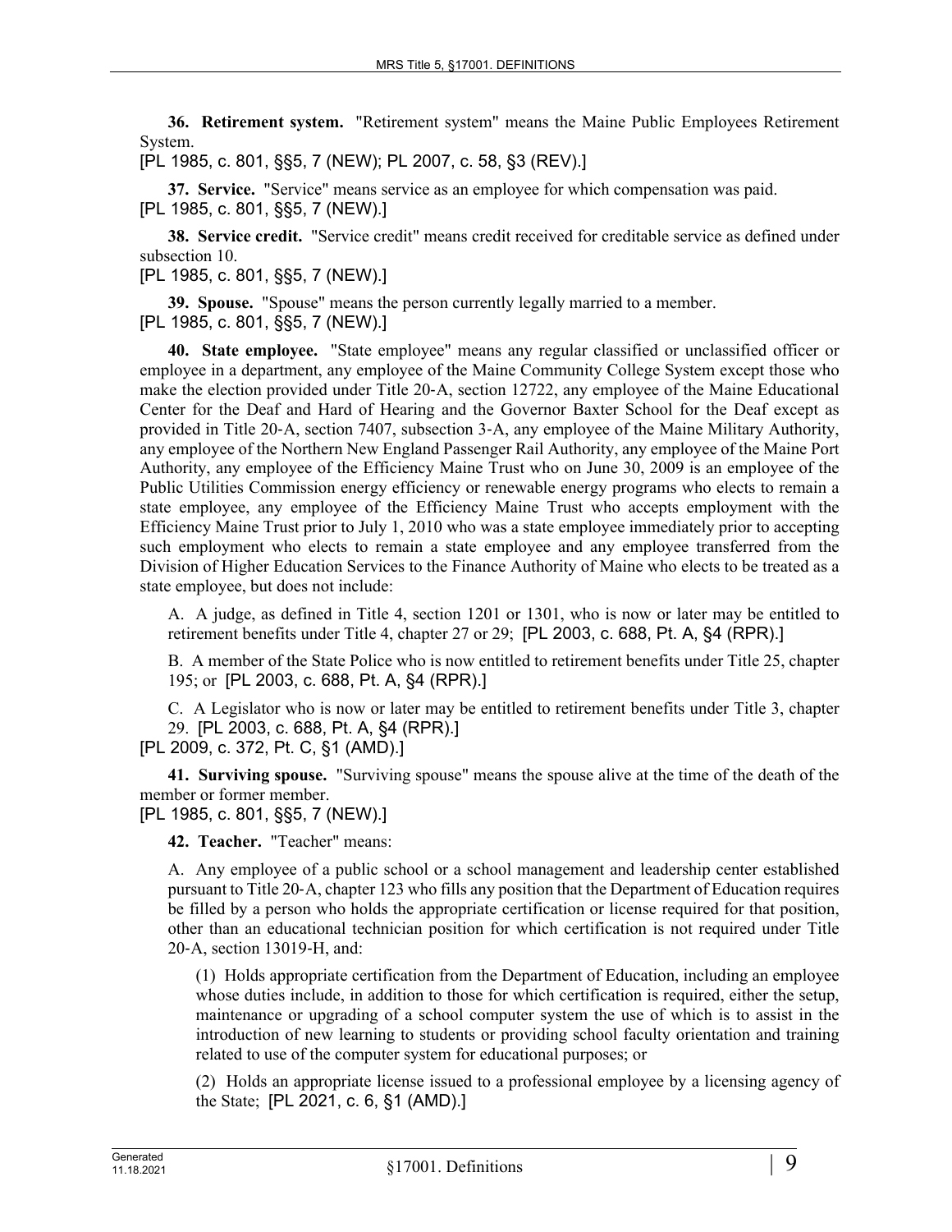**36. Retirement system.** "Retirement system" means the Maine Public Employees Retirement System.

[PL 1985, c. 801, §§5, 7 (NEW); PL 2007, c. 58, §3 (REV).]

**37. Service.** "Service" means service as an employee for which compensation was paid.

[PL 1985, c. 801, §§5, 7 (NEW).]

**38. Service credit.** "Service credit" means credit received for creditable service as defined under subsection 10.

[PL 1985, c. 801, §§5, 7 (NEW).]

**39. Spouse.** "Spouse" means the person currently legally married to a member.

[PL 1985, c. 801, §§5, 7 (NEW).]

**40. State employee.** "State employee" means any regular classified or unclassified officer or employee in a department, any employee of the Maine Community College System except those who make the election provided under Title 20-A, section 12722, any employee of the Maine Educational Center for the Deaf and Hard of Hearing and the Governor Baxter School for the Deaf except as provided in Title 20-A, section 7407, subsection 3-A, any employee of the Maine Military Authority, any employee of the Northern New England Passenger Rail Authority, any employee of the Maine Port Authority, any employee of the Efficiency Maine Trust who on June 30, 2009 is an employee of the Public Utilities Commission energy efficiency or renewable energy programs who elects to remain a state employee, any employee of the Efficiency Maine Trust who accepts employment with the Efficiency Maine Trust prior to July 1, 2010 who was a state employee immediately prior to accepting such employment who elects to remain a state employee and any employee transferred from the Division of Higher Education Services to the Finance Authority of Maine who elects to be treated as a state employee, but does not include:

A. A judge, as defined in Title 4, section 1201 or 1301, who is now or later may be entitled to retirement benefits under Title 4, chapter 27 or 29; [PL 2003, c. 688, Pt. A, §4 (RPR).]

B. A member of the State Police who is now entitled to retirement benefits under Title 25, chapter 195; or [PL 2003, c. 688, Pt. A, §4 (RPR).]

C. A Legislator who is now or later may be entitled to retirement benefits under Title 3, chapter 29. [PL 2003, c. 688, Pt. A, §4 (RPR).]

[PL 2009, c. 372, Pt. C, §1 (AMD).]

**41. Surviving spouse.** "Surviving spouse" means the spouse alive at the time of the death of the member or former member.

[PL 1985, c. 801, §§5, 7 (NEW).]

**42. Teacher.** "Teacher" means:

A. Any employee of a public school or a school management and leadership center established pursuant to Title 20-A, chapter 123 who fills any position that the Department of Education requires be filled by a person who holds the appropriate certification or license required for that position, other than an educational technician position for which certification is not required under Title 20-A, section 13019-H, and:

(1) Holds appropriate certification from the Department of Education, including an employee whose duties include, in addition to those for which certification is required, either the setup, maintenance or upgrading of a school computer system the use of which is to assist in the introduction of new learning to students or providing school faculty orientation and training related to use of the computer system for educational purposes; or

(2) Holds an appropriate license issued to a professional employee by a licensing agency of the State; [PL 2021, c. 6, §1 (AMD).]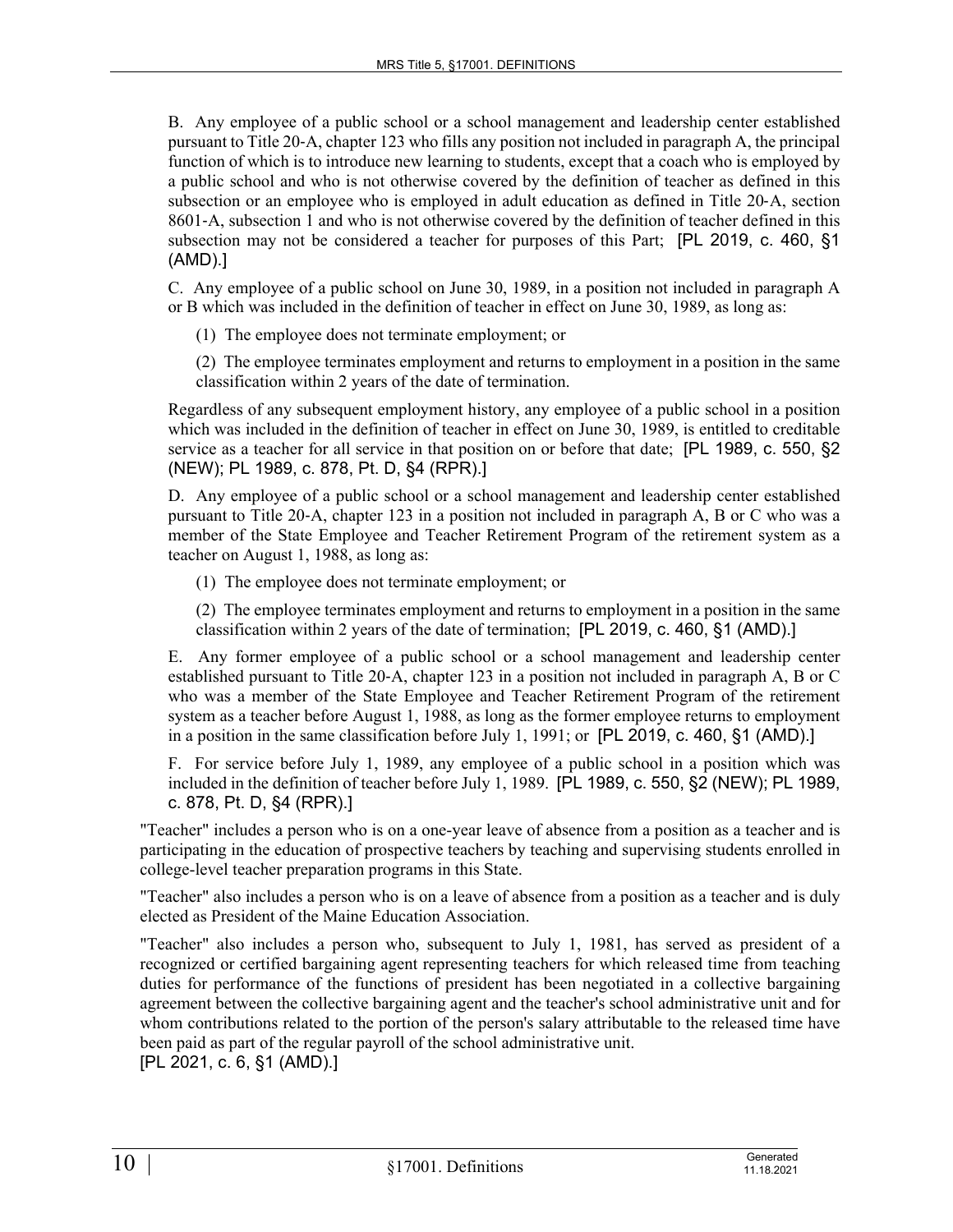B. Any employee of a public school or a school management and leadership center established pursuant to Title 20‑A, chapter 123 who fills any position not included in paragraph A, the principal function of which is to introduce new learning to students, except that a coach who is employed by a public school and who is not otherwise covered by the definition of teacher as defined in this subsection or an employee who is employed in adult education as defined in Title 20‑A, section 8601‑A, subsection 1 and who is not otherwise covered by the definition of teacher defined in this subsection may not be considered a teacher for purposes of this Part; [PL 2019, c. 460, §1 (AMD).]

C. Any employee of a public school on June 30, 1989, in a position not included in paragraph A or B which was included in the definition of teacher in effect on June 30, 1989, as long as:

(1) The employee does not terminate employment; or

(2) The employee terminates employment and returns to employment in a position in the same classification within 2 years of the date of termination.

Regardless of any subsequent employment history, any employee of a public school in a position which was included in the definition of teacher in effect on June 30, 1989, is entitled to creditable service as a teacher for all service in that position on or before that date; [PL 1989, c. 550, §2 (NEW); PL 1989, c. 878, Pt. D, §4 (RPR).]

D. Any employee of a public school or a school management and leadership center established pursuant to Title 20‑A, chapter 123 in a position not included in paragraph A, B or C who was a member of the State Employee and Teacher Retirement Program of the retirement system as a teacher on August 1, 1988, as long as:

(1) The employee does not terminate employment; or

(2) The employee terminates employment and returns to employment in a position in the same classification within 2 years of the date of termination; [PL 2019, c. 460, §1 (AMD).]

E. Any former employee of a public school or a school management and leadership center established pursuant to Title 20‑A, chapter 123 in a position not included in paragraph A, B or C who was a member of the State Employee and Teacher Retirement Program of the retirement system as a teacher before August 1, 1988, as long as the former employee returns to employment in a position in the same classification before July 1, 1991; or [PL 2019, c. 460, §1 (AMD).]

F. For service before July 1, 1989, any employee of a public school in a position which was included in the definition of teacher before July 1, 1989. [PL 1989, c. 550, §2 (NEW); PL 1989, c. 878, Pt. D, §4 (RPR).]

"Teacher" includes a person who is on a one-year leave of absence from a position as a teacher and is participating in the education of prospective teachers by teaching and supervising students enrolled in college-level teacher preparation programs in this State.

"Teacher" also includes a person who is on a leave of absence from a position as a teacher and is duly elected as President of the Maine Education Association.

"Teacher" also includes a person who, subsequent to July 1, 1981, has served as president of a recognized or certified bargaining agent representing teachers for which released time from teaching duties for performance of the functions of president has been negotiated in a collective bargaining agreement between the collective bargaining agent and the teacher's school administrative unit and for whom contributions related to the portion of the person's salary attributable to the released time have been paid as part of the regular payroll of the school administrative unit.
[PL 2021, c. 6, §1 (AMD).]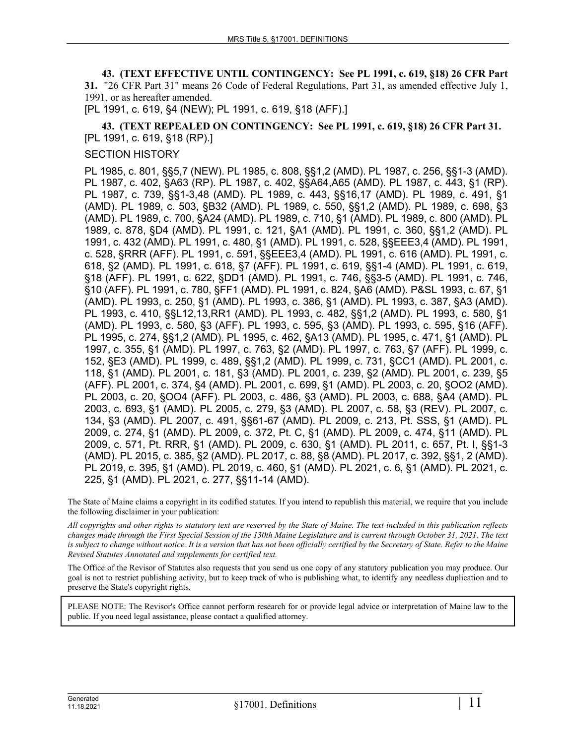**43. (TEXT EFFECTIVE UNTIL CONTINGENCY: See PL 1991, c. 619, §18) 26 CFR Part 31.** "26 CFR Part 31" means 26 Code of Federal Regulations, Part 31, as amended effective July 1, 1991, or as hereafter amended.

[PL 1991, c. 619, §4 (NEW); PL 1991, c. 619, §18 (AFF).]

**43. (TEXT REPEALED ON CONTINGENCY: See PL 1991, c. 619, §18) 26 CFR Part 31.**

[PL 1991, c. 619, §18 (RP).]

SECTION HISTORY

PL 1985, c. 801, §§5,7 (NEW). PL 1985, c. 808, §§1,2 (AMD). PL 1987, c. 256, §§1-3 (AMD). PL 1987, c. 402, §A63 (RP). PL 1987, c. 402, §§A64,A65 (AMD). PL 1987, c. 443, §1 (RP). PL 1987, c. 739, §§1-3,48 (AMD). PL 1989, c. 443, §§16,17 (AMD). PL 1989, c. 491, §1 (AMD). PL 1989, c. 503, §B32 (AMD). PL 1989, c. 550, §§1,2 (AMD). PL 1989, c. 698, §3 (AMD). PL 1989, c. 700, §A24 (AMD). PL 1989, c. 710, §1 (AMD). PL 1989, c. 800 (AMD). PL 1989, c. 878, §D4 (AMD). PL 1991, c. 121, §A1 (AMD). PL 1991, c. 360, §§1,2 (AMD). PL 1991, c. 432 (AMD). PL 1991, c. 480, §1 (AMD). PL 1991, c. 528, §§EEE3,4 (AMD). PL 1991, c. 528, §RRR (AFF). PL 1991, c. 591, §§EEE3,4 (AMD). PL 1991, c. 616 (AMD). PL 1991, c. 618, §2 (AMD). PL 1991, c. 618, §7 (AFF). PL 1991, c. 619, §§1-4 (AMD). PL 1991, c. 619, §18 (AFF). PL 1991, c. 622, §DD1 (AMD). PL 1991, c. 746, §§3-5 (AMD). PL 1991, c. 746, §10 (AFF). PL 1991, c. 780, §FF1 (AMD). PL 1991, c. 824, §A6 (AMD). P&SL 1993, c. 67, §1 (AMD). PL 1993, c. 250, §1 (AMD). PL 1993, c. 386, §1 (AMD). PL 1993, c. 387, §A3 (AMD). PL 1993, c. 410, §§L12,13,RR1 (AMD). PL 1993, c. 482, §§1,2 (AMD). PL 1993, c. 580, §1 (AMD). PL 1993, c. 580, §3 (AFF). PL 1993, c. 595, §3 (AMD). PL 1993, c. 595, §16 (AFF). PL 1995, c. 274, §§1,2 (AMD). PL 1995, c. 462, §A13 (AMD). PL 1995, c. 471, §1 (AMD). PL 1997, c. 355, §1 (AMD). PL 1997, c. 763, §2 (AMD). PL 1997, c. 763, §7 (AFF). PL 1999, c. 152, §E3 (AMD). PL 1999, c. 489, §§1,2 (AMD). PL 1999, c. 731, §CC1 (AMD). PL 2001, c. 118, §1 (AMD). PL 2001, c. 181, §3 (AMD). PL 2001, c. 239, §2 (AMD). PL 2001, c. 239, §5 (AFF). PL 2001, c. 374, §4 (AMD). PL 2001, c. 699, §1 (AMD). PL 2003, c. 20, §OO2 (AMD). PL 2003, c. 20, §OO4 (AFF). PL 2003, c. 486, §3 (AMD). PL 2003, c. 688, §A4 (AMD). PL 2003, c. 693, §1 (AMD). PL 2005, c. 279, §3 (AMD). PL 2007, c. 58, §3 (REV). PL 2007, c. 134, §3 (AMD). PL 2007, c. 491, §§61-67 (AMD). PL 2009, c. 213, Pt. SSS, §1 (AMD). PL 2009, c. 274, §1 (AMD). PL 2009, c. 372, Pt. C, §1 (AMD). PL 2009, c. 474, §11 (AMD). PL 2009, c. 571, Pt. RRR, §1 (AMD). PL 2009, c. 630, §1 (AMD). PL 2011, c. 657, Pt. I, §§1-3 (AMD). PL 2015, c. 385, §2 (AMD). PL 2017, c. 88, §8 (AMD). PL 2017, c. 392, §§1, 2 (AMD). PL 2019, c. 395, §1 (AMD). PL 2019, c. 460, §1 (AMD). PL 2021, c. 6, §1 (AMD). PL 2021, c. 225, §1 (AMD). PL 2021, c. 277, §§11-14 (AMD).

The State of Maine claims a copyright in its codified statutes. If you intend to republish this material, we require that you include the following disclaimer in your publication:

*All copyrights and other rights to statutory text are reserved by the State of Maine. The text included in this publication reflects changes made through the First Special Session of the 130th Maine Legislature and is current through October 31, 2021. The text is subject to change without notice. It is a version that has not been officially certified by the Secretary of State. Refer to the Maine Revised Statutes Annotated and supplements for certified text.*

The Office of the Revisor of Statutes also requests that you send us one copy of any statutory publication you may produce. Our goal is not to restrict publishing activity, but to keep track of who is publishing what, to identify any needless duplication and to preserve the State's copyright rights.

PLEASE NOTE: The Revisor's Office cannot perform research for or provide legal advice or interpretation of Maine law to the public. If you need legal assistance, please contact a qualified attorney.